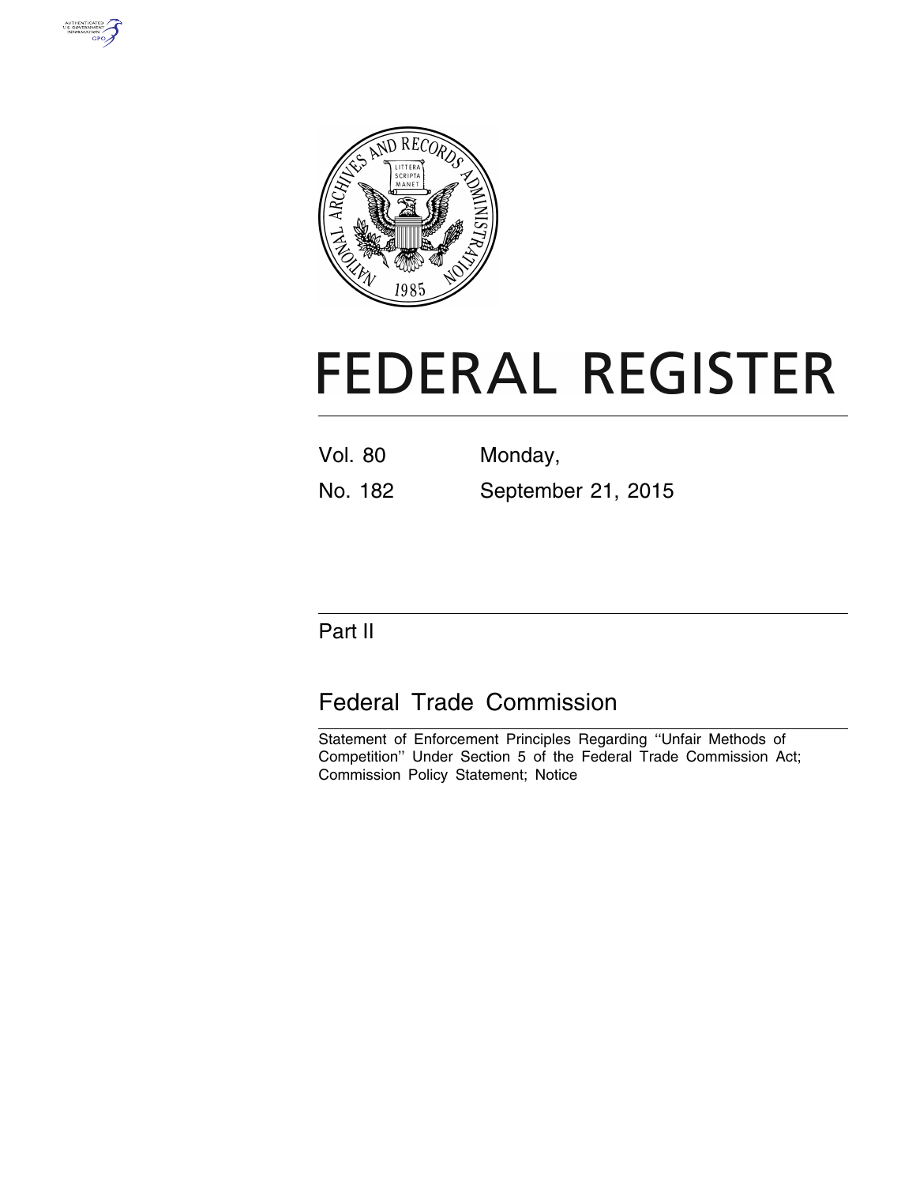# FEDERAL REGISTER

Vol. 80 Monday,

No. 182 September 21, 2015

## Part II

## Federal Trade Commission

Statement of Enforcement Principles Regarding ''Unfair Methods of Competition'' Under Section 5 of the Federal Trade Commission Act; Commission Policy Statement; Notice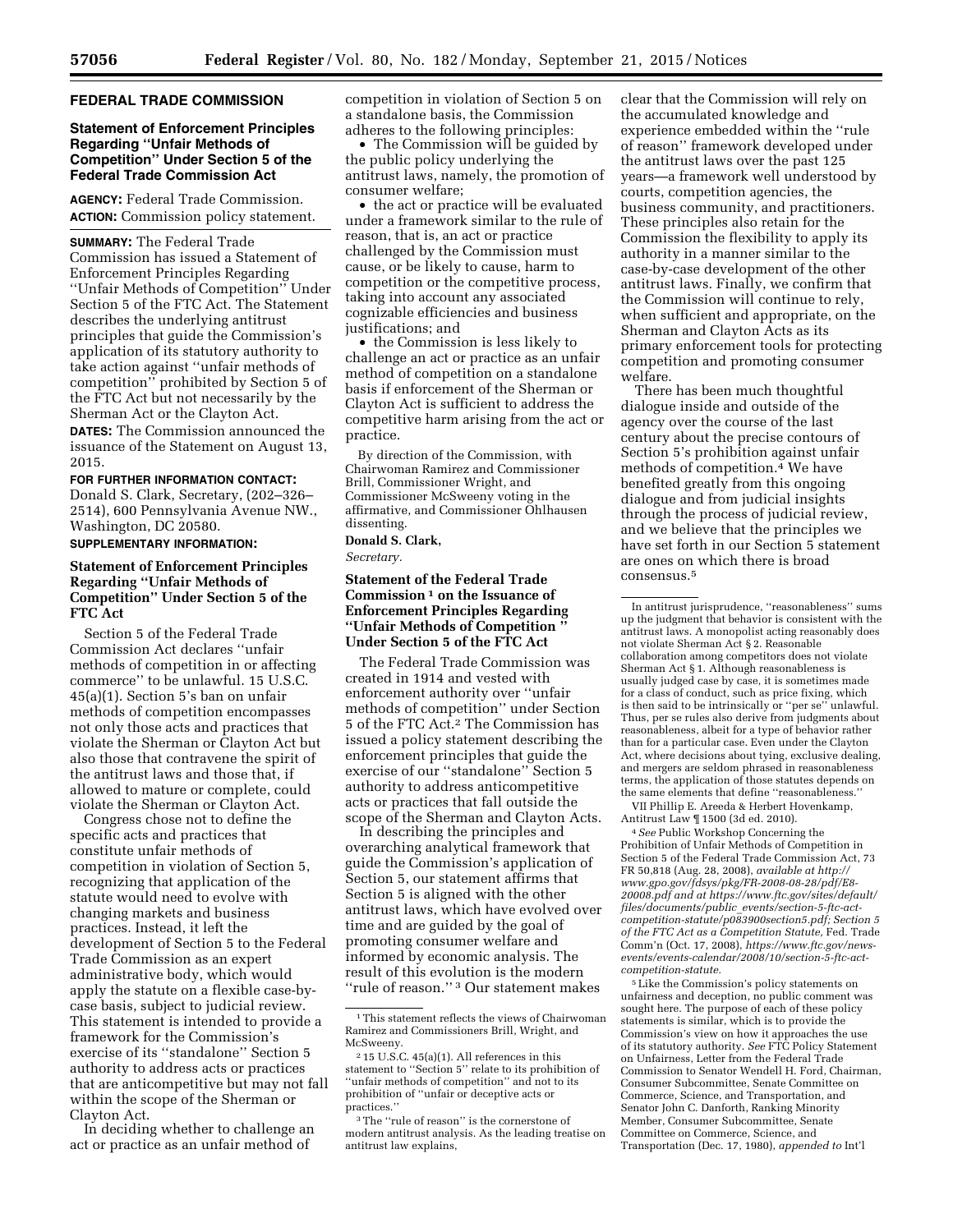## FEDERAL TRADE COMMISSION

### Statement of Enforcement Principles Regarding "Unfair Methods of Competition" Under Section 5 of the Federal Trade Commission Act

**AGENCY:** Federal Trade Commission.

**ACTION:** Commission policy statement.

**SUMMARY:** The Federal Trade Commission has issued a Statement of Enforcement Principles Regarding "Unfair Methods of Competition" Under Section 5 of the FTC Act. The Statement describes the underlying antitrust principles that guide the Commission's application of its statutory authority to take action against "unfair methods of competition" prohibited by Section 5 of the FTC Act but not necessarily by the Sherman Act or the Clayton Act.

**DATES:** The Commission announced the issuance of the Statement on August 13, 2015.

**FOR FURTHER INFORMATION CONTACT:** Donald S. Clark, Secretary, (202–326–2514), 600 Pennsylvania Avenue NW., Washington, DC 20580.

**SUPPLEMENTARY INFORMATION:**

### Statement of Enforcement Principles Regarding "Unfair Methods of Competition" Under Section 5 of the FTC Act

Section 5 of the Federal Trade Commission Act declares "unfair methods of competition in or affecting commerce" to be unlawful. 15 U.S.C. 45(a)(1). Section 5's ban on unfair methods of competition encompasses not only those acts and practices that violate the Sherman or Clayton Act but also those that contravene the spirit of the antitrust laws and those that, if allowed to mature or complete, could violate the Sherman or Clayton Act.

Congress chose not to define the specific acts and practices that constitute unfair methods of competition in violation of Section 5, recognizing that application of the statute would need to evolve with changing markets and business practices. Instead, it left the development of Section 5 to the Federal Trade Commission as an expert administrative body, which would apply the statute on a flexible case-by-case basis, subject to judicial review. This statement is intended to provide a framework for the Commission's exercise of its "standalone" Section 5 authority to address acts or practices that are anticompetitive but may not fall within the scope of the Sherman or Clayton Act.

In deciding whether to challenge an act or practice as an unfair method of competition in violation of Section 5 on a standalone basis, the Commission adheres to the following principles:

- The Commission will be guided by the public policy underlying the antitrust laws, namely, the promotion of consumer welfare;
- the act or practice will be evaluated under a framework similar to the rule of reason, that is, an act or practice challenged by the Commission must cause, or be likely to cause, harm to competition or the competitive process, taking into account any associated cognizable efficiencies and business justifications; and
- the Commission is less likely to challenge an act or practice as an unfair method of competition on a standalone basis if enforcement of the Sherman or Clayton Act is sufficient to address the competitive harm arising from the act or practice.

By direction of the Commission, with Chairwoman Ramirez and Commissioner Brill, Commissioner Wright, and Commissioner McSweeny voting in the affirmative, and Commissioner Ohlhausen dissenting.

**Donald S. Clark,**

*Secretary.*

### Statement of the Federal Trade Commission[1] on the Issuance of Enforcement Principles Regarding "Unfair Methods of Competition" Under Section 5 of the FTC Act

The Federal Trade Commission was created in 1914 and vested with enforcement authority over "unfair methods of competition" under Section 5 of the FTC Act.[2] The Commission has issued a policy statement describing the enforcement principles that guide the exercise of our "standalone" Section 5 authority to address anticompetitive acts or practices that fall outside the scope of the Sherman and Clayton Acts.

In describing the principles and overarching analytical framework that guide the Commission's application of Section 5, our statement affirms that Section 5 is aligned with the other antitrust laws, which have evolved over time and are guided by the goal of promoting consumer welfare and informed by economic analysis. The result of this evolution is the modern "rule of reason."[3] Our statement makes clear that the Commission will rely on the accumulated knowledge and experience embedded within the "rule of reason" framework developed under the antitrust laws over the past 125 years—a framework well understood by courts, competition agencies, the business community, and practitioners. These principles also retain for the Commission the flexibility to apply its authority in a manner similar to the case-by-case development of the other antitrust laws. Finally, we confirm that the Commission will continue to rely, when sufficient and appropriate, on the Sherman and Clayton Acts as its primary enforcement tools for protecting competition and promoting consumer welfare.

There has been much thoughtful dialogue inside and outside of the agency over the course of the last century about the precise contours of Section 5's prohibition against unfair methods of competition.[4] We have benefited greatly from this ongoing dialogue and from judicial insights through the process of judicial review, and we believe that the principles we have set forth in our Section 5 statement are ones on which there is broad consensus.[5]

---

[1] This statement reflects the views of Chairwoman Ramirez and Commissioners Brill, Wright, and McSweeny.

[2] 15 U.S.C. 45(a)(1). All references in this statement to "Section 5" relate to its prohibition of "unfair methods of competition" and not to its prohibition of "unfair or deceptive acts or practices."

[3] The "rule of reason" is the cornerstone of modern antitrust analysis. As the leading treatise on antitrust law explains,

In antitrust jurisprudence, "reasonableness" sums up the judgment that behavior is consistent with the antitrust laws. A monopolist acting reasonably does not violate Sherman Act § 2. Reasonable collaboration among competitors does not violate Sherman Act § 1. Although reasonableness is usually judged case by case, it is sometimes made for a class of conduct, such as price fixing, which is then said to be intrinsically or "per se" unlawful. Thus, per se rules also derive from judgments about reasonableness, albeit for a type of behavior rather than for a particular case. Even under the Clayton Act, where decisions about tying, exclusive dealing, and mergers are seldom phrased in reasonableness terms, the application of those statutes depends on the same elements that define "reasonableness."

VII Phillip E. Areeda & Herbert Hovenkamp, Antitrust Law ¶ 1500 (3d ed. 2010).

[4] *See* Public Workshop Concerning the Prohibition of Unfair Methods of Competition in Section 5 of the Federal Trade Commission Act, 73 FR 50,818 (Aug. 28, 2008), *available at http://www.gpo.gov/fdsys/pkg/FR-2008-08-28/pdf/E8-20008.pdf and at https://www.ftc.gov/sites/default/files/documents/public_events/section-5-ftc-act-competition-statute/p083900section5.pdf; Section 5 of the FTC Act as a Competition Statute,* Fed. Trade Comm'n (Oct. 17, 2008), *https://www.ftc.gov/news-events/events-calendar/2008/10/section-5-ftc-act-competition-statute.*

[5] Like the Commission's policy statements on unfairness and deception, no public comment was sought here. The purpose of each of these policy statements is similar, which is to provide the Commission's view on how it approaches the use of its statutory authority. *See* FTC Policy Statement on Unfairness, Letter from the Federal Trade Commission to Senator Wendell H. Ford, Chairman, Consumer Subcommittee, Senate Committee on Commerce, Science, and Transportation, and Senator John C. Danforth, Ranking Minority Member, Consumer Subcommittee, Senate Committee on Commerce, Science, and Transportation (Dec. 17, 1980), *appended to* Int'l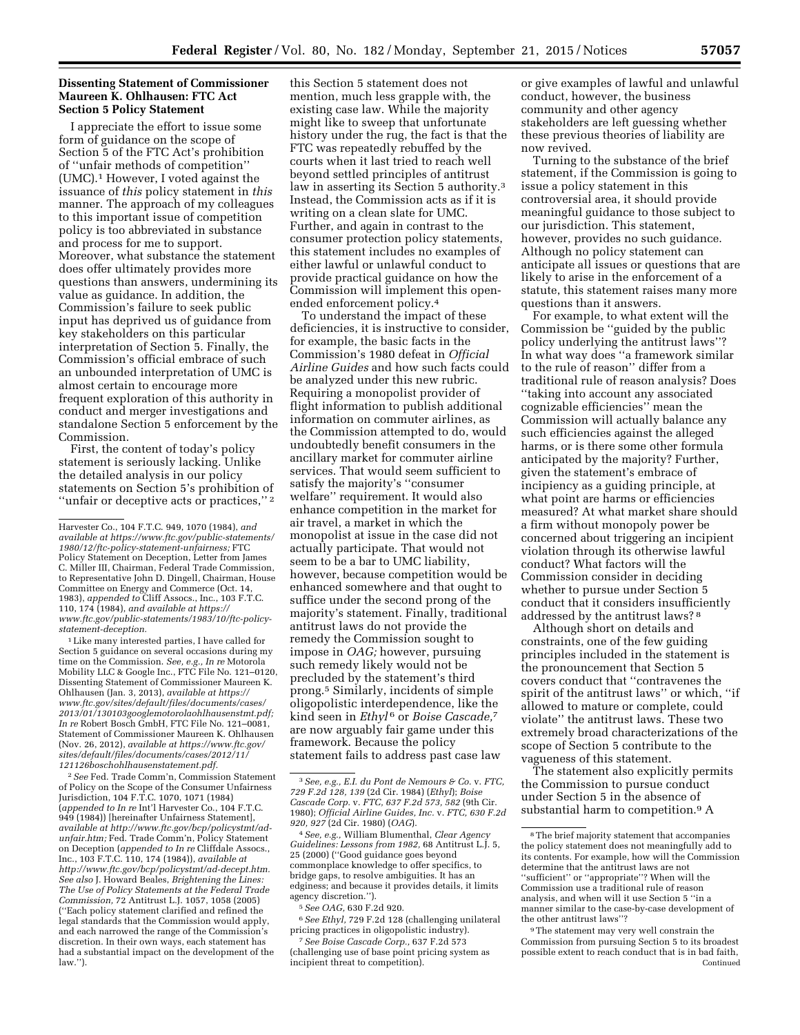## Dissenting Statement of Commissioner Maureen K. Ohlhausen: FTC Act Section 5 Policy Statement

I appreciate the effort to issue some form of guidance on the scope of Section 5 of the FTC Act's prohibition of "unfair methods of competition" (UMC).[1] However, I voted against the issuance of *this* policy statement in *this* manner. The approach of my colleagues to this important issue of competition policy is too abbreviated in substance and process for me to support. Moreover, what substance the statement does offer ultimately provides more questions than answers, undermining its value as guidance. In addition, the Commission's failure to seek public input has deprived us of guidance from key stakeholders on this particular interpretation of Section 5. Finally, the Commission's official embrace of such an unbounded interpretation of UMC is almost certain to encourage more frequent exploration of this authority in conduct and merger investigations and standalone Section 5 enforcement by the Commission.

First, the content of today's policy statement is seriously lacking. Unlike the detailed analysis in our policy statements on Section 5's prohibition of "unfair or deceptive acts or practices,"[2] this Section 5 statement does not mention, much less grapple with, the existing case law. While the majority might like to sweep that unfortunate history under the rug, the fact is that the FTC was repeatedly rebuffed by the courts when it last tried to reach well beyond settled principles of antitrust law in asserting its Section 5 authority.[3] Instead, the Commission acts as if it is writing on a clean slate for UMC. Further, and again in contrast to the consumer protection policy statements, this statement includes no examples of either lawful or unlawful conduct to provide practical guidance on how the Commission will implement this open-ended enforcement policy.[4]

To understand the impact of these deficiencies, it is instructive to consider, for example, the basic facts in the Commission's 1980 defeat in *Official Airline Guides* and how such facts could be analyzed under this new rubric. Requiring a monopolist provider of flight information to publish additional information on commuter airlines, as the Commission attempted to do, would undoubtedly benefit consumers in the ancillary market for commuter airline services. That would seem sufficient to satisfy the majority's "consumer welfare" requirement. It would also enhance competition in the market for air travel, a market in which the monopolist at issue in the case did not actually participate. That would not seem to be a bar to UMC liability, however, because competition would be enhanced somewhere and that ought to suffice under the second prong of the majority's statement. Finally, traditional antitrust laws do not provide the remedy the Commission sought to impose in *OAG;* however, pursuing such remedy likely would not be precluded by the statement's third prong.[5] Similarly, incidents of simple oligopolistic interdependence, like the kind seen in *Ethyl*[6] or *Boise Cascade,*[7] are now arguably fair game under this framework. Because the policy statement fails to address past case law or give examples of lawful and unlawful conduct, however, the business community and other agency stakeholders are left guessing whether these previous theories of liability are now revived.

Turning to the substance of the brief statement, if the Commission is going to issue a policy statement in this controversial area, it should provide meaningful guidance to those subject to our jurisdiction. This statement, however, provides no such guidance. Although no policy statement can anticipate all issues or questions that are likely to arise in the enforcement of a statute, this statement raises many more questions than it answers.

For example, to what extent will the Commission be "guided by the public policy underlying the antitrust laws"? In what way does "a framework similar to the rule of reason" differ from a traditional rule of reason analysis? Does "taking into account any associated cognizable efficiencies" mean the Commission will actually balance any such efficiencies against the alleged harms, or is there some other formula anticipated by the majority? Further, given the statement's embrace of incipiency as a guiding principle, at what point are harms or efficiencies measured? At what market share should a firm without monopoly power be concerned about triggering an incipient violation through its otherwise lawful conduct? What factors will the Commission consider in deciding whether to pursue under Section 5 conduct that it considers insufficiently addressed by the antitrust laws?[8]

Although short on details and constraints, one of the few guiding principles included in the statement is the pronouncement that Section 5 covers conduct that "contravenes the spirit of the antitrust laws" or which, "if allowed to mature or complete, could violate" the antitrust laws. These two extremely broad characterizations of the scope of Section 5 contribute to the vagueness of this statement.

The statement also explicitly permits the Commission to pursue conduct under Section 5 in the absence of substantial harm to competition.[9] A

---

Harvester Co., 104 F.T.C. 949, 1070 (1984), *and available at https://www.ftc.gov/public-statements/1980/12/ftc-policy-statement-unfairness;* FTC Policy Statement on Deception, Letter from James C. Miller III, Chairman, Federal Trade Commission, to Representative John D. Dingell, Chairman, House Committee on Energy and Commerce (Oct. 14, 1983), *appended to* Cliff Assocs., Inc., 103 F.T.C. 110, 174 (1984), *and available at https://www.ftc.gov/public-statements/1983/10/ftc-policy-statement-deception.*

[1] Like many interested parties, I have called for Section 5 guidance on several occasions during my time on the Commission. *See, e.g., In re* Motorola Mobility LLC & Google Inc., FTC File No. 121–0120, Dissenting Statement of Commissioner Maureen K. Ohlhausen (Jan. 3, 2013), *available at https://www.ftc.gov/sites/default/files/documents/cases/2013/01/130103googlemotorolaohlhausenstmt.pdf; In re* Robert Bosch GmbH, FTC File No. 121–0081, Statement of Commissioner Maureen K. Ohlhausen (Nov. 26, 2012), *available at https://www.ftc.gov/sites/default/files/documents/cases/2012/11/121126boschohlhausenstatement.pdf.*

[2] *See* Fed. Trade Comm'n, Commission Statement of Policy on the Scope of the Consumer Unfairness Jurisdiction, 104 F.T.C. 1070, 1071 (1984) (*appended to In re* Int'l Harvester Co., 104 F.T.C. 949 (1984)) [hereinafter Unfairness Statement], *available at http://www.ftc.gov/bcp/policystmt/ad-unfair.htm;* Fed. Trade Comm'n, Policy Statement on Deception (*appended to In re* Cliffdale Assocs., Inc., 103 F.T.C. 110, 174 (1984)), *available at http://www.ftc.gov/bcp/policystmt/ad-decept.htm. See also* J. Howard Beales, *Brightening the Lines: The Use of Policy Statements at the Federal Trade Commission,* 72 Antitrust L.J. 1057, 1058 (2005) ("Each policy statement clarified and refined the legal standards that the Commission would apply, and each narrowed the range of the Commission's discretion. In their own ways, each statement has had a substantial impact on the development of the law.").

[3] *See, e.g., E.I. du Pont de Nemours & Co.* v. *FTC,* 729 F.2d 128, 139 (2d Cir. 1984) (*Ethyl*); *Boise Cascade Corp.* v. *FTC,* 637 F.2d 573, 582 (9th Cir. 1980); *Official Airline Guides, Inc.* v. *FTC,* 630 F.2d 920, 927 (2d Cir. 1980) (*OAG*).

[4] *See, e.g.,* William Blumenthal, *Clear Agency Guidelines: Lessons from 1982,* 68 Antitrust L.J. 5, 25 (2000) ("Good guidance goes beyond commonplace knowledge to offer specifics, to bridge gaps, to resolve ambiguities. It has an edginess; and because it provides details, it limits agency discretion.").

[5] *See OAG,* 630 F.2d 920.

[6] *See Ethyl,* 729 F.2d 128 (challenging unilateral pricing practices in oligopolistic industry).

[7] *See Boise Cascade Corp.,* 637 F.2d 573 (challenging use of base point pricing system as incipient threat to competition).

[8] The brief majority statement that accompanies the policy statement does not meaningfully add to its contents. For example, how will the Commission determine that the antitrust laws are not "sufficient" or "appropriate"? When will the Commission use a traditional rule of reason analysis, and when will it use Section 5 "in a manner similar to the case-by-case development of the other antitrust laws"?

[9] The statement may very well constrain the Commission from pursuing Section 5 to its broadest possible extent to reach conduct that is in bad faith, Continued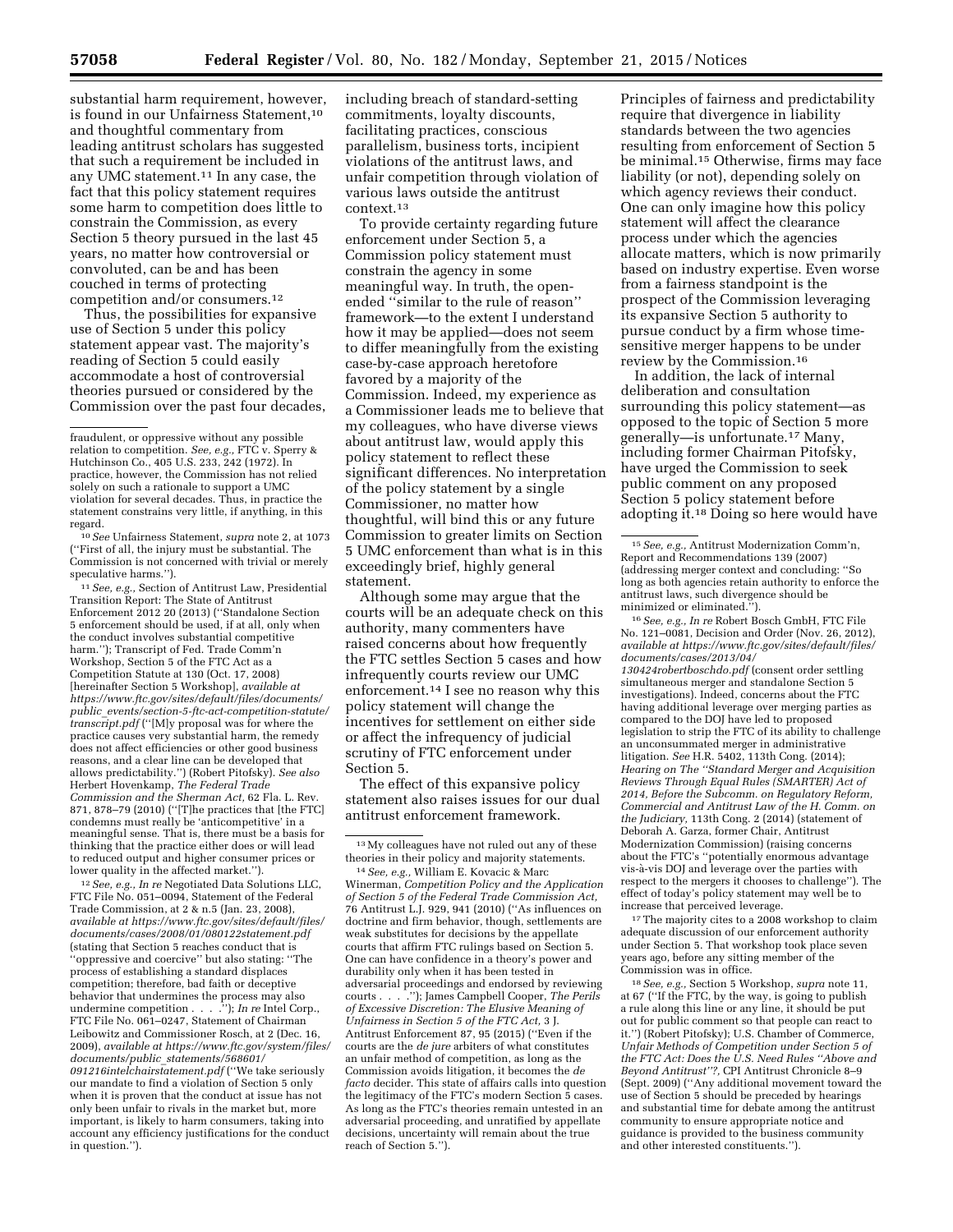substantial harm requirement, however, is found in our Unfairness Statement,[10] and thoughtful commentary from leading antitrust scholars has suggested that such a requirement be included in any UMC statement.[11] In any case, the fact that this policy statement requires some harm to competition does little to constrain the Commission, as every Section 5 theory pursued in the last 45 years, no matter how controversial or convoluted, can be and has been couched in terms of protecting competition and/or consumers.[12]

Thus, the possibilities for expansive use of Section 5 under this policy statement appear vast. The majority's reading of Section 5 could easily accommodate a host of controversial theories pursued or considered by the Commission over the past four decades, including breach of standard-setting commitments, loyalty discounts, facilitating practices, conscious parallelism, business torts, incipient violations of the antitrust laws, and unfair competition through violation of various laws outside the antitrust context.[13]

To provide certainty regarding future enforcement under Section 5, a Commission policy statement must constrain the agency in some meaningful way. In truth, the open-ended "similar to the rule of reason" framework—to the extent I understand how it may be applied—does not seem to differ meaningfully from the existing case-by-case approach heretofore favored by a majority of the Commission. Indeed, my experience as a Commissioner leads me to believe that my colleagues, who have diverse views about antitrust law, would apply this policy statement to reflect these significant differences. No interpretation of the policy statement by a single Commissioner, no matter how thoughtful, will bind this or any future Commission to greater limits on Section 5 UMC enforcement than what is in this exceedingly brief, highly general statement.

Although some may argue that the courts will be an adequate check on this authority, many commenters have raised concerns about how frequently the FTC settles Section 5 cases and how infrequently courts review our UMC enforcement.[14] I see no reason why this policy statement will change the incentives for settlement on either side or affect the infrequency of judicial scrutiny of FTC enforcement under Section 5.

The effect of this expansive policy statement also raises issues for our dual antitrust enforcement framework. Principles of fairness and predictability require that divergence in liability standards between the two agencies resulting from enforcement of Section 5 be minimal.[15] Otherwise, firms may face liability (or not), depending solely on which agency reviews their conduct. One can only imagine how this policy statement will affect the clearance process under which the agencies allocate matters, which is now primarily based on industry expertise. Even worse from a fairness standpoint is the prospect of the Commission leveraging its expansive Section 5 authority to pursue conduct by a firm whose time-sensitive merger happens to be under review by the Commission.[16]

In addition, the lack of internal deliberation and consultation surrounding this policy statement—as opposed to the topic of Section 5 more generally—is unfortunate.[17] Many, including former Chairman Pitofsky, have urged the Commission to seek public comment on any proposed Section 5 policy statement before adopting it.[18] Doing so here would have

---

fraudulent, or oppressive without any possible relation to competition. *See, e.g.,* FTC v. Sperry & Hutchinson Co., 405 U.S. 233, 242 (1972). In practice, however, the Commission has not relied solely on such a rationale to support a UMC violation for several decades. Thus, in practice the statement constrains very little, if anything, in this regard.

[10] *See* Unfairness Statement, *supra* note 2, at 1073 ("First of all, the injury must be substantial. The Commission is not concerned with trivial or merely speculative harms.").

[11] *See, e.g.,* Section of Antitrust Law, Presidential Transition Report: The State of Antitrust Enforcement 2012 20 (2013) ("Standalone Section 5 enforcement should be used, if at all, only when the conduct involves substantial competitive harm."); Transcript of Fed. Trade Comm'n Workshop, Section 5 of the FTC Act as a Competition Statute at 130 (Oct. 17, 2008) [hereinafter Section 5 Workshop], *available at https://www.ftc.gov/sites/default/files/documents/public_events/section-5-ftc-act-competition-statute/transcript.pdf* ("[M]y proposal was for where the practice causes very substantial harm, the remedy does not affect efficiencies or other good business reasons, and a clear line can be developed that allows predictability.") (Robert Pitofsky). *See also* Herbert Hovenkamp, *The Federal Trade Commission and the Sherman Act,* 62 Fla. L. Rev. 871, 878–79 (2010) ("[T]he practices that [the FTC] condemns must really be 'anticompetitive' in a meaningful sense. That is, there must be a basis for thinking that the practice either does or will lead to reduced output and higher consumer prices or lower quality in the affected market.").

[12] *See, e.g., In re* Negotiated Data Solutions LLC, FTC File No. 051–0094, Statement of the Federal Trade Commission, at 2 & n.5 (Jan. 23, 2008), *available at https://www.ftc.gov/sites/default/files/documents/cases/2008/01/080122statement.pdf* (stating that Section 5 reaches conduct that is "oppressive and coercive" but also stating: "The process of establishing a standard displaces competition; therefore, bad faith or deceptive behavior that undermines the process may also undermine competition . . . ."); *In re* Intel Corp., FTC File No. 061–0247, Statement of Chairman Leibowitz and Commissioner Rosch, at 2 (Dec. 16, 2009), *available at https://www.ftc.gov/system/files/documents/public_statements/568601/091216intelchairstatement.pdf* ("We take seriously our mandate to find a violation of Section 5 only when it is proven that the conduct at issue has not only been unfair to rivals in the market but, more important, is likely to harm consumers, taking into account any efficiency justifications for the conduct in question.").

[13] My colleagues have not ruled out any of these theories in their policy and majority statements.

[14] *See, e.g.,* William E. Kovacic & Marc Winerman, *Competition Policy and the Application of Section 5 of the Federal Trade Commission Act,* 76 Antitrust L.J. 929, 941 (2010) ("As influences on doctrine and firm behavior, though, settlements are weak substitutes for decisions by the appellate courts that affirm FTC rulings based on Section 5. One can have confidence in a theory's power and durability only when it has been tested in adversarial proceedings and endorsed by reviewing courts . . . ."); James Campbell Cooper, *The Perils of Excessive Discretion: The Elusive Meaning of Unfairness in Section 5 of the FTC Act,* 3 J. Antitrust Enforcement 87, 95 (2015) ("Even if the courts are the *de jure* arbiters of what constitutes an unfair method of competition, as long as the Commission avoids litigation, it becomes the *de facto* decider. This state of affairs calls into question the legitimacy of the FTC's modern Section 5 cases. As long as the FTC's theories remain untested in an adversarial proceeding, and unratified by appellate decisions, uncertainty will remain about the true reach of Section 5.").

[15] *See, e.g.,* Antitrust Modernization Comm'n, Report and Recommendations 139 (2007) (addressing merger context and concluding: "So long as both agencies retain authority to enforce the antitrust laws, such divergence should be minimized or eliminated.").

[16] *See, e.g., In re* Robert Bosch GmbH, FTC File No. 121–0081, Decision and Order (Nov. 26, 2012), *available at https://www.ftc.gov/sites/default/files/documents/cases/2013/04/130424robertboschdo.pdf* (consent order settling simultaneous merger and standalone Section 5 investigations). Indeed, concerns about the FTC having additional leverage over merging parties as compared to the DOJ have led to proposed legislation to strip the FTC of its ability to challenge an unconsummated merger in administrative litigation. *See* H.R. 5402, 113th Cong. (2014); *Hearing on The "Standard Merger and Acquisition Reviews Through Equal Rules (SMARTER) Act of 2014, Before the Subcomm. on Regulatory Reform, Commercial and Antitrust Law of the H. Comm. on the Judiciary,* 113th Cong. 2 (2014) (statement of Deborah A. Garza, former Chair, Antitrust Modernization Commission) (raising concerns about the FTC's "potentially enormous advantage vis-à-vis DOJ and leverage over the parties with respect to the mergers it chooses to challenge"). The effect of today's policy statement may well be to increase that perceived leverage.

[17] The majority cites to a 2008 workshop to claim adequate discussion of our enforcement authority under Section 5. That workshop took place seven years ago, before any sitting member of the Commission was in office.

[18] *See, e.g.,* Section 5 Workshop, *supra* note 11, at 67 ("If the FTC, by the way, is going to publish a rule along this line or any line, it should be put out for public comment so that people can react to it.") (Robert Pitofsky); U.S. Chamber of Commerce, *Unfair Methods of Competition under Section 5 of the FTC Act: Does the U.S. Need Rules "Above and Beyond Antitrust"?,* CPI Antitrust Chronicle 8–9 (Sept. 2009) ("Any additional movement toward the use of Section 5 should be preceded by hearings and substantial time for debate among the antitrust community to ensure appropriate notice and guidance is provided to the business community and other interested constituents.").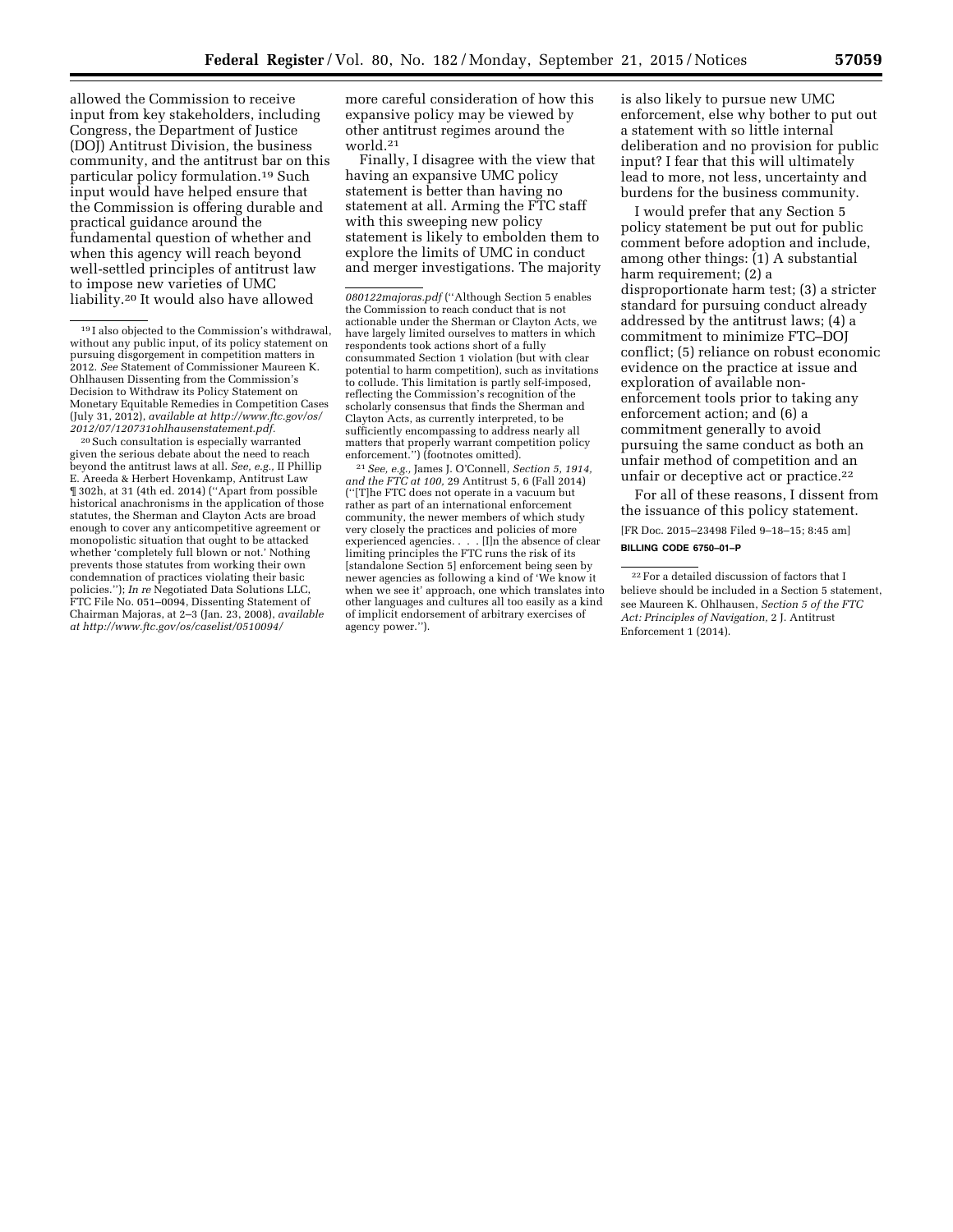allowed the Commission to receive input from key stakeholders, including Congress, the Department of Justice (DOJ) Antitrust Division, the business community, and the antitrust bar on this particular policy formulation.[19] Such input would have helped ensure that the Commission is offering durable and practical guidance around the fundamental question of whether and when this agency will reach beyond well-settled principles of antitrust law to impose new varieties of UMC liability.[20] It would also have allowed more careful consideration of how this expansive policy may be viewed by other antitrust regimes around the world.[21]

Finally, I disagree with the view that having an expansive UMC policy statement is better than having no statement at all. Arming the FTC staff with this sweeping new policy statement is likely to embolden them to explore the limits of UMC in conduct and merger investigations. The majority is also likely to pursue new UMC enforcement, else why bother to put out a statement with so little internal deliberation and no provision for public input? I fear that this will ultimately lead to more, not less, uncertainty and burdens for the business community.

I would prefer that any Section 5 policy statement be put out for public comment before adoption and include, among other things: (1) A substantial harm requirement; (2) a disproportionate harm test; (3) a stricter standard for pursuing conduct already addressed by the antitrust laws; (4) a commitment to minimize FTC–DOJ conflict; (5) reliance on robust economic evidence on the practice at issue and exploration of available non-enforcement tools prior to taking any enforcement action; and (6) a commitment generally to avoid pursuing the same conduct as both an unfair method of competition and an unfair or deceptive act or practice.[22]

For all of these reasons, I dissent from the issuance of this policy statement.

[FR Doc. 2015–23498 Filed 9–18–15; 8:45 am]

**BILLING CODE 6750–01–P**

---

[19] I also objected to the Commission's withdrawal, without any public input, of its policy statement on pursuing disgorgement in competition matters in 2012. *See* Statement of Commissioner Maureen K. Ohlhausen Dissenting from the Commission's Decision to Withdraw its Policy Statement on Monetary Equitable Remedies in Competition Cases (July 31, 2012), *available at http://www.ftc.gov/os/2012/07/120731ohlhausenstatement.pdf.*

[20] Such consultation is especially warranted given the serious debate about the need to reach beyond the antitrust laws at all. *See, e.g.,* II Phillip E. Areeda & Herbert Hovenkamp, Antitrust Law ¶ 302h, at 31 (4th ed. 2014) (''Apart from possible historical anachronisms in the application of those statutes, the Sherman and Clayton Acts are broad enough to cover any anticompetitive agreement or monopolistic situation that ought to be attacked whether 'completely full blown or not.' Nothing prevents those statutes from working their own condemnation of practices violating their basic policies.''); *In re* Negotiated Data Solutions LLC, FTC File No. 051–0094, Dissenting Statement of Chairman Majoras, at 2–3 (Jan. 23, 2008), *available at http://www.ftc.gov/os/caselist/0510094/080122majoras.pdf* (''Although Section 5 enables the Commission to reach conduct that is not actionable under the Sherman or Clayton Acts, we have largely limited ourselves to matters in which respondents took actions short of a fully consummated Section 1 violation (but with clear potential to harm competition), such as invitations to collude. This limitation is partly self-imposed, reflecting the Commission's recognition of the scholarly consensus that finds the Sherman and Clayton Acts, as currently interpreted, to be sufficiently encompassing to address nearly all matters that properly warrant competition policy enforcement.'') (footnotes omitted).

[21] *See, e.g.,* James J. O'Connell, *Section 5, 1914, and the FTC at 100,* 29 Antitrust 5, 6 (Fall 2014) (''[T]he FTC does not operate in a vacuum but rather as part of an international enforcement community, the newer members of which study very closely the practices and policies of more experienced agencies. . . . [I]n the absence of clear limiting principles the FTC runs the risk of its [standalone Section 5] enforcement being seen by newer agencies as following a kind of 'We know it when we see it' approach, one which translates into other languages and cultures all too easily as a kind of implicit endorsement of arbitrary exercises of agency power.'').

[22] For a detailed discussion of factors that I believe should be included in a Section 5 statement, see Maureen K. Ohlhausen, *Section 5 of the FTC Act: Principles of Navigation,* 2 J. Antitrust Enforcement 1 (2014).